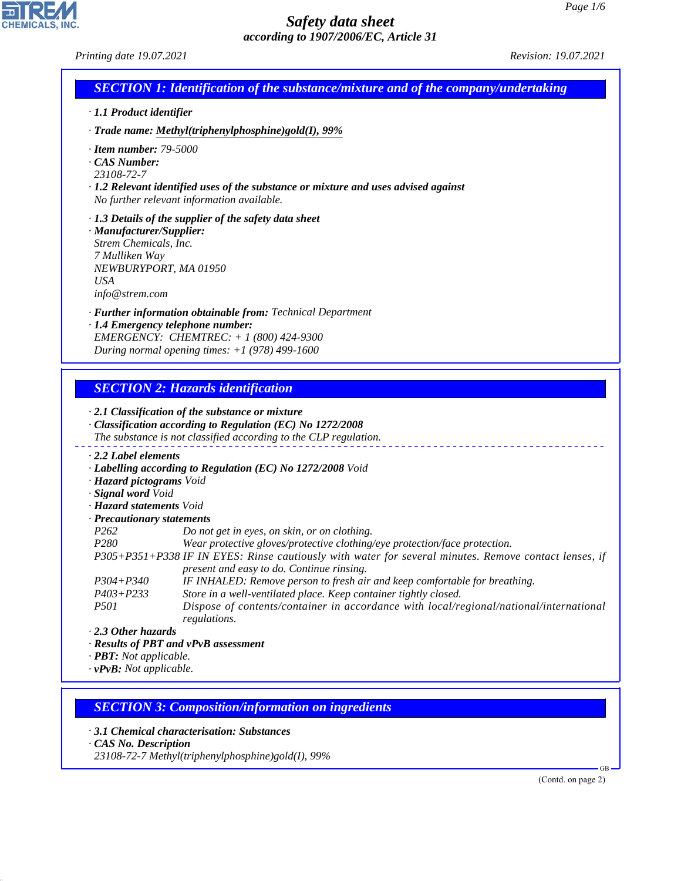# Safety data sheet

*according to 1907/2006/EC, Article 31*

Printing date 19.07.2021 Revision: 19.07.2021

## SECTION 1: Identification of the substance/mixture and of the company/undertaking

· **1.1 Product identifier**

· **Trade name:** **Methyl(triphenylphosphine)gold(I), 99%**

· **Item number:** 79-5000

· **CAS Number:**
23108-72-7

· **1.2 Relevant identified uses of the substance or mixture and uses advised against**
No further relevant information available.

· **1.3 Details of the supplier of the safety data sheet**

· **Manufacturer/Supplier:**
Strem Chemicals, Inc.
7 Mulliken Way
NEWBURYPORT, MA 01950
USA
info@strem.com

· **Further information obtainable from:** Technical Department

· **1.4 Emergency telephone number:**
EMERGENCY: CHEMTREC: + 1 (800) 424-9300
During normal opening times: +1 (978) 499-1600

## SECTION 2: Hazards identification

· **2.1 Classification of the substance or mixture**

· **Classification according to Regulation (EC) No 1272/2008**
The substance is not classified according to the CLP regulation.

· **2.2 Label elements**

· **Labelling according to Regulation (EC) No 1272/2008** Void

· **Hazard pictograms** Void

· **Signal word** Void

· **Hazard statements** Void

· **Precautionary statements**

| | |
|---|---|
| P262 | Do not get in eyes, on skin, or on clothing. |
| P280 | Wear protective gloves/protective clothing/eye protection/face protection. |
| P305+P351+P338 | IF IN EYES: Rinse cautiously with water for several minutes. Remove contact lenses, if present and easy to do. Continue rinsing. |
| P304+P340 | IF INHALED: Remove person to fresh air and keep comfortable for breathing. |
| P403+P233 | Store in a well-ventilated place. Keep container tightly closed. |
| P501 | Dispose of contents/container in accordance with local/regional/national/international regulations. |

· **2.3 Other hazards**

· **Results of PBT and vPvB assessment**

· **PBT:** Not applicable.

· **vPvB:** Not applicable.

## SECTION 3: Composition/information on ingredients

· **3.1 Chemical characterisation: Substances**

· **CAS No. Description**
23108-72-7 Methyl(triphenylphosphine)gold(I), 99%

(Contd. on page 2)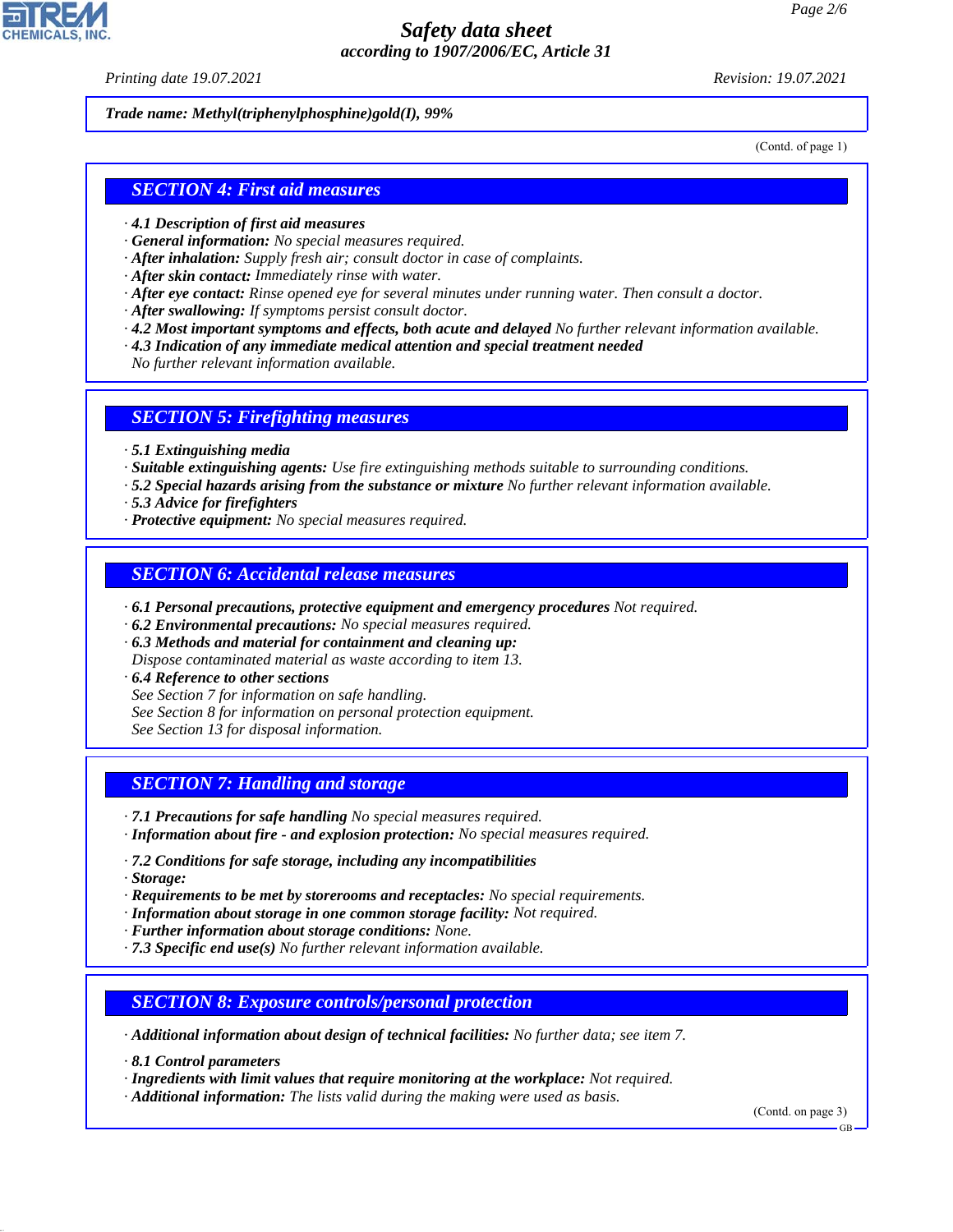**Trade name: Methyl(triphenylphosphine)gold(I), 99%**

(Contd. of page 1)

## SECTION 4: First aid measures

· **4.1 Description of first aid measures**
· **General information:** No special measures required.
· **After inhalation:** Supply fresh air; consult doctor in case of complaints.
· **After skin contact:** Immediately rinse with water.
· **After eye contact:** Rinse opened eye for several minutes under running water. Then consult a doctor.
· **After swallowing:** If symptoms persist consult doctor.
· **4.2 Most important symptoms and effects, both acute and delayed** No further relevant information available.
· **4.3 Indication of any immediate medical attention and special treatment needed**
No further relevant information available.

## SECTION 5: Firefighting measures

· **5.1 Extinguishing media**
· **Suitable extinguishing agents:** Use fire extinguishing methods suitable to surrounding conditions.
· **5.2 Special hazards arising from the substance or mixture** No further relevant information available.
· **5.3 Advice for firefighters**
· **Protective equipment:** No special measures required.

## SECTION 6: Accidental release measures

· **6.1 Personal precautions, protective equipment and emergency procedures** Not required.
· **6.2 Environmental precautions:** No special measures required.
· **6.3 Methods and material for containment and cleaning up:**
Dispose contaminated material as waste according to item 13.
· **6.4 Reference to other sections**
See Section 7 for information on safe handling.
See Section 8 for information on personal protection equipment.
See Section 13 for disposal information.

## SECTION 7: Handling and storage

· **7.1 Precautions for safe handling** No special measures required.
· **Information about fire - and explosion protection:** No special measures required.

· **7.2 Conditions for safe storage, including any incompatibilities**
· **Storage:**
· **Requirements to be met by storerooms and receptacles:** No special requirements.
· **Information about storage in one common storage facility:** Not required.
· **Further information about storage conditions:** None.
· **7.3 Specific end use(s)** No further relevant information available.

## SECTION 8: Exposure controls/personal protection

· **Additional information about design of technical facilities:** No further data; see item 7.

· **8.1 Control parameters**
· **Ingredients with limit values that require monitoring at the workplace:** Not required.
· **Additional information:** The lists valid during the making were used as basis.

(Contd. on page 3)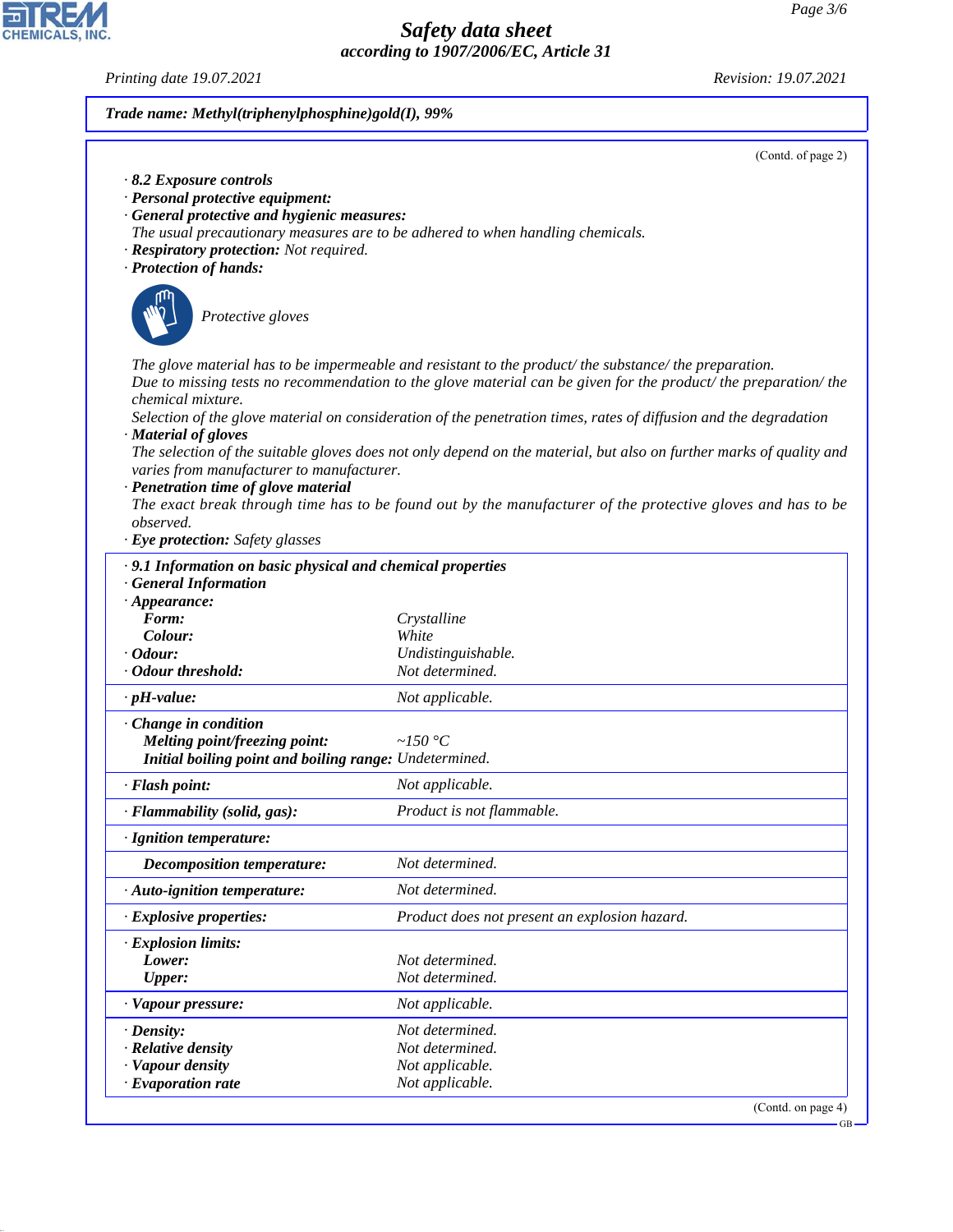Trade name: **Methyl(triphenylphosphine)gold(I), 99%**

(Contd. of page 2)

· **8.2 Exposure controls**
· **Personal protective equipment:**
· **General protective and hygienic measures:**
The usual precautionary measures are to be adhered to when handling chemicals.
· **Respiratory protection:** Not required.
· **Protection of hands:**

Protective gloves

The glove material has to be impermeable and resistant to the product/ the substance/ the preparation.
Due to missing tests no recommendation to the glove material can be given for the product/ the preparation/ the chemical mixture.
Selection of the glove material on consideration of the penetration times, rates of diffusion and the degradation
· **Material of gloves**
The selection of the suitable gloves does not only depend on the material, but also on further marks of quality and varies from manufacturer to manufacturer.
· **Penetration time of glove material**
The exact break through time has to be found out by the manufacturer of the protective gloves and has to be observed.
· **Eye protection:** Safety glasses

| · **9.1 Information on basic physical and chemical properties** | |
|---|---|
| · **General Information** | |
| · **Appearance:** | |
| **Form:** | Crystalline |
| **Colour:** | White |
| · **Odour:** | Undistinguishable. |
| · **Odour threshold:** | Not determined. |
| · **pH-value:** | Not applicable. |
| · **Change in condition** | |
| **Melting point/freezing point:** | ~150 °C |
| **Initial boiling point and boiling range:** | Undetermined. |
| · **Flash point:** | Not applicable. |
| · **Flammability (solid, gas):** | Product is not flammable. |
| · **Ignition temperature:** | |
| **Decomposition temperature:** | Not determined. |
| · **Auto-ignition temperature:** | Not determined. |
| · **Explosive properties:** | Product does not present an explosion hazard. |
| · **Explosion limits:** | |
| **Lower:** | Not determined. |
| **Upper:** | Not determined. |
| · **Vapour pressure:** | Not applicable. |
| · **Density:** | Not determined. |
| · **Relative density** | Not determined. |
| · **Vapour density** | Not applicable. |
| · **Evaporation rate** | Not applicable. |

(Contd. on page 4)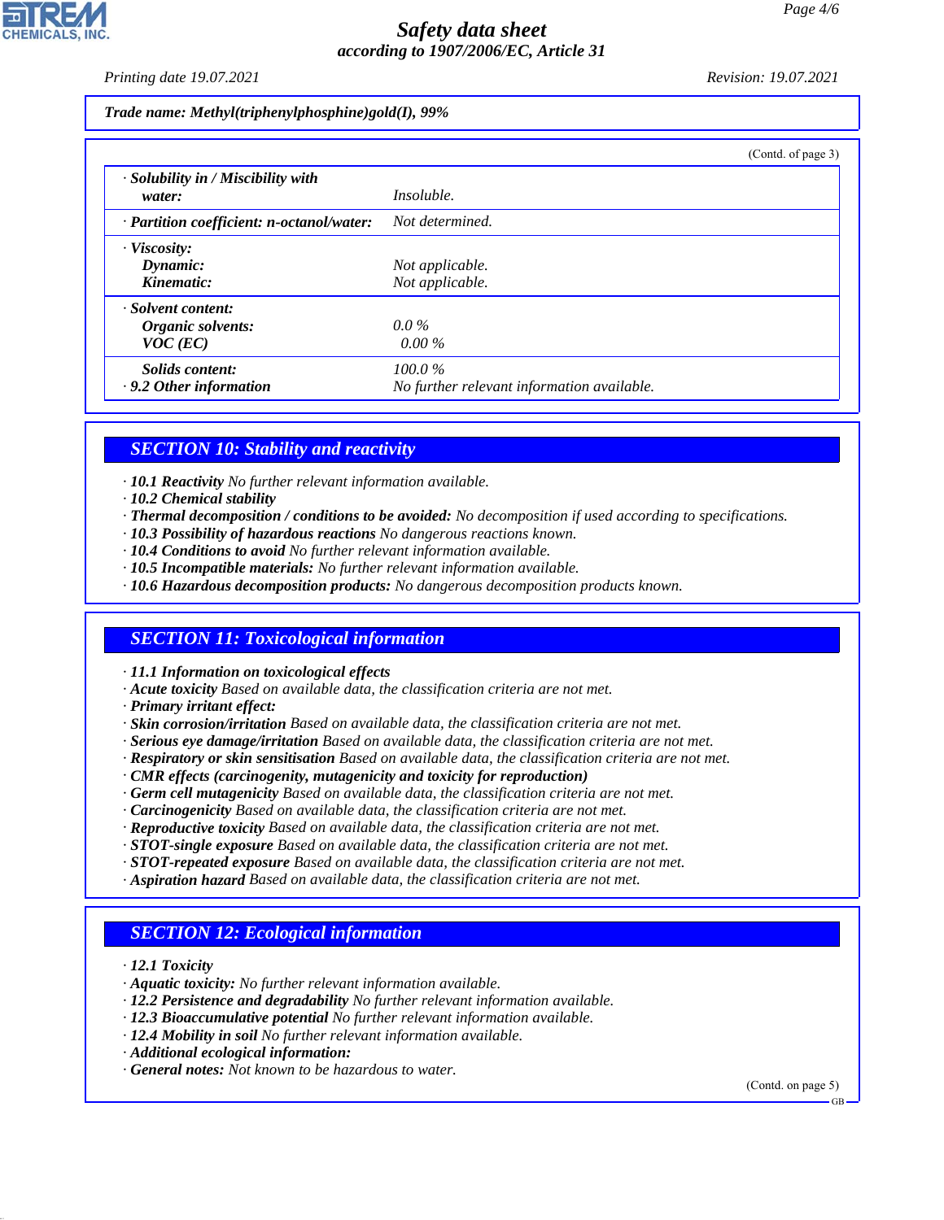**Trade name: Methyl(triphenylphosphine)gold(I), 99%**

(Contd. of page 3)

| | |
|---|---|
| · **Solubility in / Miscibility with water:** | Insoluble. |
| · **Partition coefficient: n-octanol/water:** | Not determined. |
| · **Viscosity:** | |
| **Dynamic:** | Not applicable. |
| **Kinematic:** | Not applicable. |
| · **Solvent content:** | |
| **Organic solvents:** | 0.0 % |
| **VOC (EC)** | 0.00 % |
| **Solids content:** | 100.0 % |
| · **9.2 Other information** | No further relevant information available. |

## SECTION 10: Stability and reactivity

· **10.1 Reactivity** No further relevant information available.
· **10.2 Chemical stability**
· **Thermal decomposition / conditions to be avoided:** No decomposition if used according to specifications.
· **10.3 Possibility of hazardous reactions** No dangerous reactions known.
· **10.4 Conditions to avoid** No further relevant information available.
· **10.5 Incompatible materials:** No further relevant information available.
· **10.6 Hazardous decomposition products:** No dangerous decomposition products known.

## SECTION 11: Toxicological information

· **11.1 Information on toxicological effects**
· **Acute toxicity** Based on available data, the classification criteria are not met.
· **Primary irritant effect:**
· **Skin corrosion/irritation** Based on available data, the classification criteria are not met.
· **Serious eye damage/irritation** Based on available data, the classification criteria are not met.
· **Respiratory or skin sensitisation** Based on available data, the classification criteria are not met.
· **CMR effects (carcinogenity, mutagenicity and toxicity for reproduction)**
· **Germ cell mutagenicity** Based on available data, the classification criteria are not met.
· **Carcinogenicity** Based on available data, the classification criteria are not met.
· **Reproductive toxicity** Based on available data, the classification criteria are not met.
· **STOT-single exposure** Based on available data, the classification criteria are not met.
· **STOT-repeated exposure** Based on available data, the classification criteria are not met.
· **Aspiration hazard** Based on available data, the classification criteria are not met.

## SECTION 12: Ecological information

· **12.1 Toxicity**
· **Aquatic toxicity:** No further relevant information available.
· **12.2 Persistence and degradability** No further relevant information available.
· **12.3 Bioaccumulative potential** No further relevant information available.
· **12.4 Mobility in soil** No further relevant information available.
· **Additional ecological information:**
· **General notes:** Not known to be hazardous to water.

(Contd. on page 5)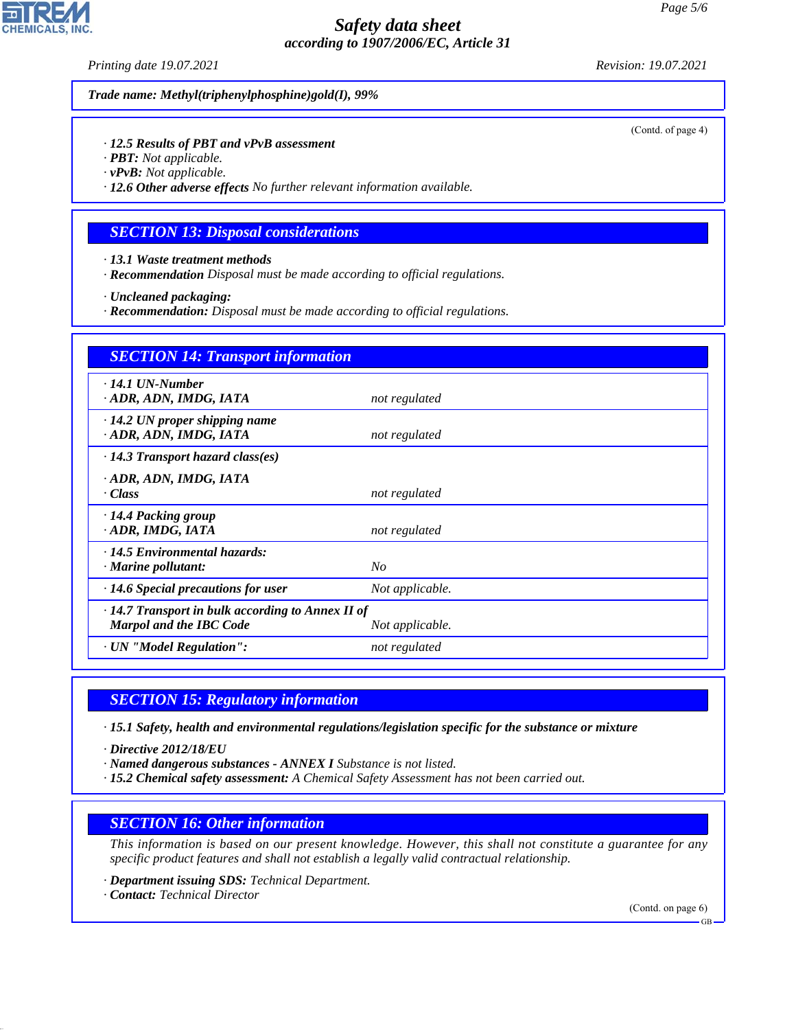**Trade name: Methyl(triphenylphosphine)gold(I), 99%**

(Contd. of page 4)

· **12.5 Results of PBT and vPvB assessment**
· **PBT:** Not applicable.
· **vPvB:** Not applicable.
· **12.6 Other adverse effects** No further relevant information available.

## SECTION 13: Disposal considerations

· **13.1 Waste treatment methods**
· **Recommendation** Disposal must be made according to official regulations.

· **Uncleaned packaging:**
· **Recommendation:** Disposal must be made according to official regulations.

## SECTION 14: Transport information

| | |
|---|---|
| · **14.1 UN-Number**<br>· **ADR, ADN, IMDG, IATA** | not regulated |
| · **14.2 UN proper shipping name**<br>· **ADR, ADN, IMDG, IATA** | not regulated |
| · **14.3 Transport hazard class(es)**<br>· **ADR, ADN, IMDG, IATA**<br>· **Class** | not regulated |
| · **14.4 Packing group**<br>· **ADR, IMDG, IATA** | not regulated |
| · **14.5 Environmental hazards:**<br>· **Marine pollutant:** | No |
| · **14.6 Special precautions for user** | Not applicable. |
| · **14.7 Transport in bulk according to Annex II of Marpol and the IBC Code** | Not applicable. |
| · **UN "Model Regulation":** | not regulated |

## SECTION 15: Regulatory information

· **15.1 Safety, health and environmental regulations/legislation specific for the substance or mixture**

· **Directive 2012/18/EU**
· **Named dangerous substances - ANNEX I** Substance is not listed.
· **15.2 Chemical safety assessment:** A Chemical Safety Assessment has not been carried out.

## SECTION 16: Other information

This information is based on our present knowledge. However, this shall not constitute a guarantee for any specific product features and shall not establish a legally valid contractual relationship.

· **Department issuing SDS:** Technical Department.
· **Contact:** Technical Director

(Contd. on page 6)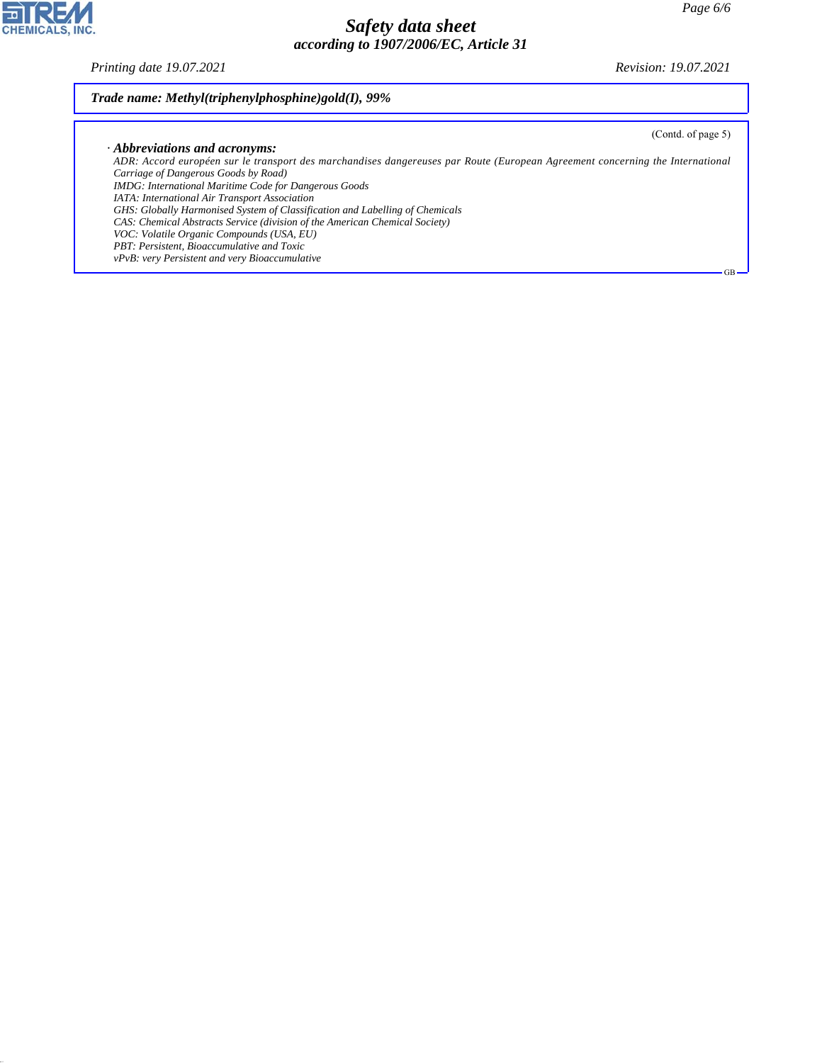*Trade name: Methyl(triphenylphosphine)gold(I), 99%*

(Contd. of page 5)

· ***Abbreviations and acronyms:***

*ADR: Accord européen sur le transport des marchandises dangereuses par Route (European Agreement concerning the International Carriage of Dangerous Goods by Road)*
*IMDG: International Maritime Code for Dangerous Goods*
*IATA: International Air Transport Association*
*GHS: Globally Harmonised System of Classification and Labelling of Chemicals*
*CAS: Chemical Abstracts Service (division of the American Chemical Society)*
*VOC: Volatile Organic Compounds (USA, EU)*
*PBT: Persistent, Bioaccumulative and Toxic*
*vPvB: very Persistent and very Bioaccumulative*

GB